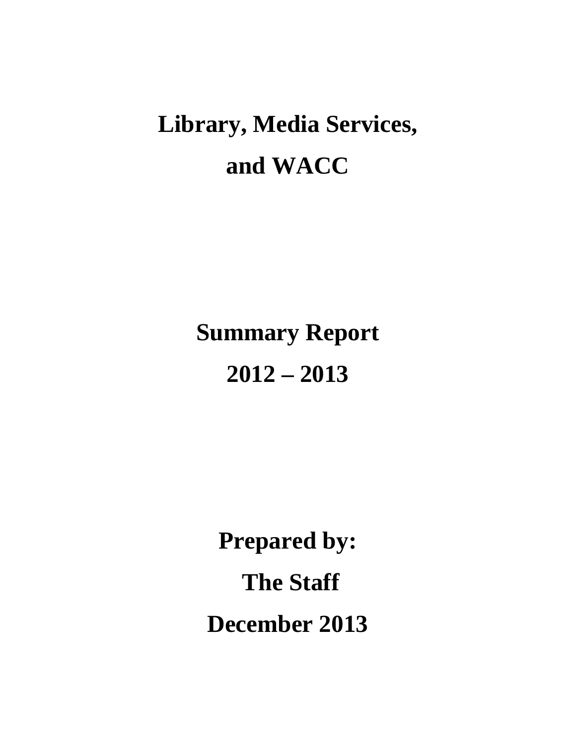# Library, Media Services, and WACC

## Summary Report

## 2012 – 2013

**Prepared by:**

**The Staff**

**December 2013**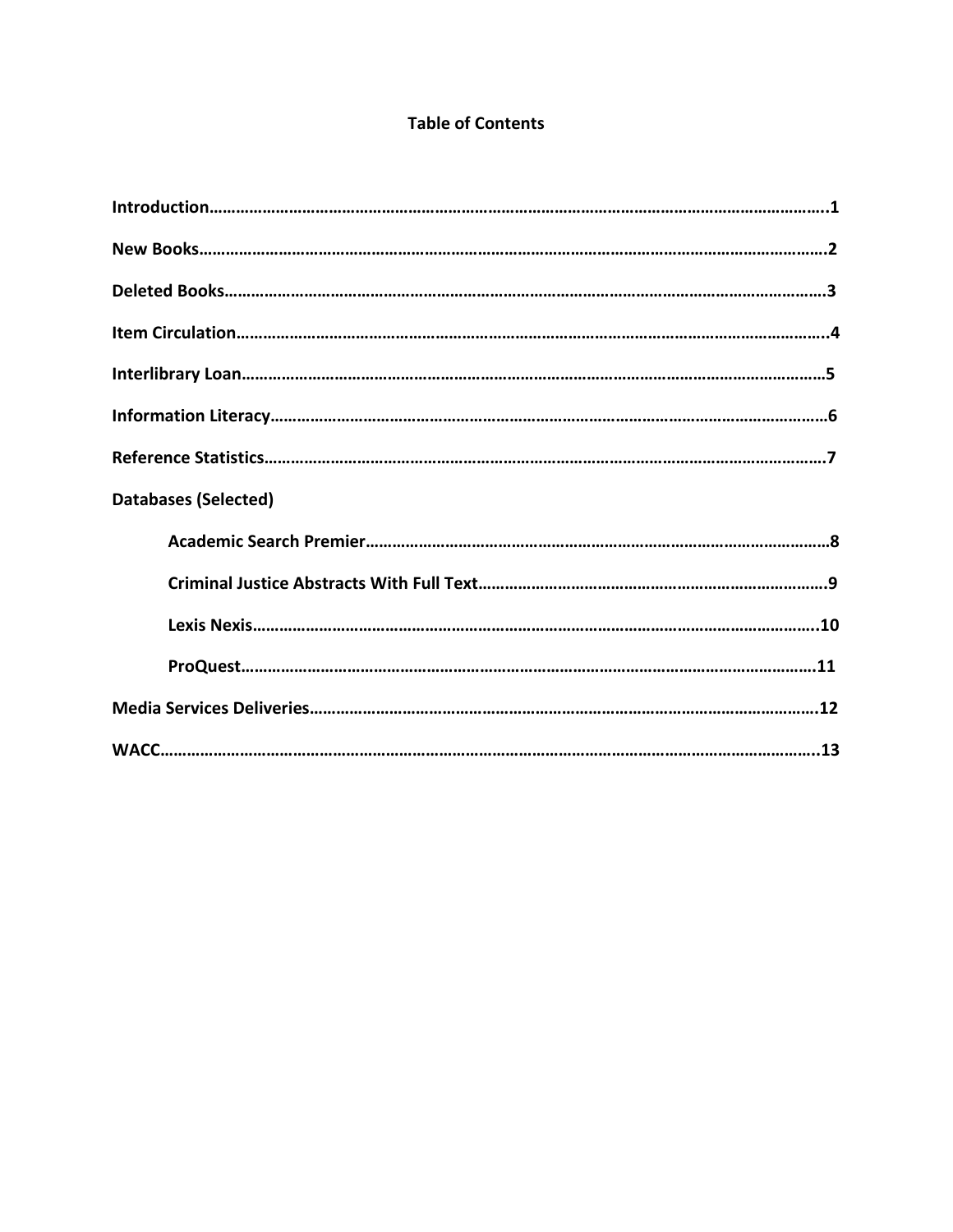# Table of Contents

**Introduction……………………………………………………………………………………………………………………..1**

**New Books……………………………………………………………………………………………………………………….2**

**Deleted Books…………………………………………………………………………………………………………………..3**

**Item Circulation………………………………………………………………………………………………………………..4**

**Interlibrary Loan……………………………………………………………………………………………………………….5**

**Information Literacy………………………………………………………………………………………………………….6**

**Reference Statistics…………………………………………………………………………………………………………..7**

**Databases (Selected)**

- **Academic Search Premier……………………………………………………………………………………………8**
- **Criminal Justice Abstracts With Full Text……………………………………………………………………….9**
- **Lexis Nexis………………………………………………………………………………………………………………..10**
- **ProQuest…………………………………………………………………………………………………………………..11**

**Media Services Deliveries…………………………………………………………………………………………………12**

**WACC…………………………………………………………………………………………………………………………….13**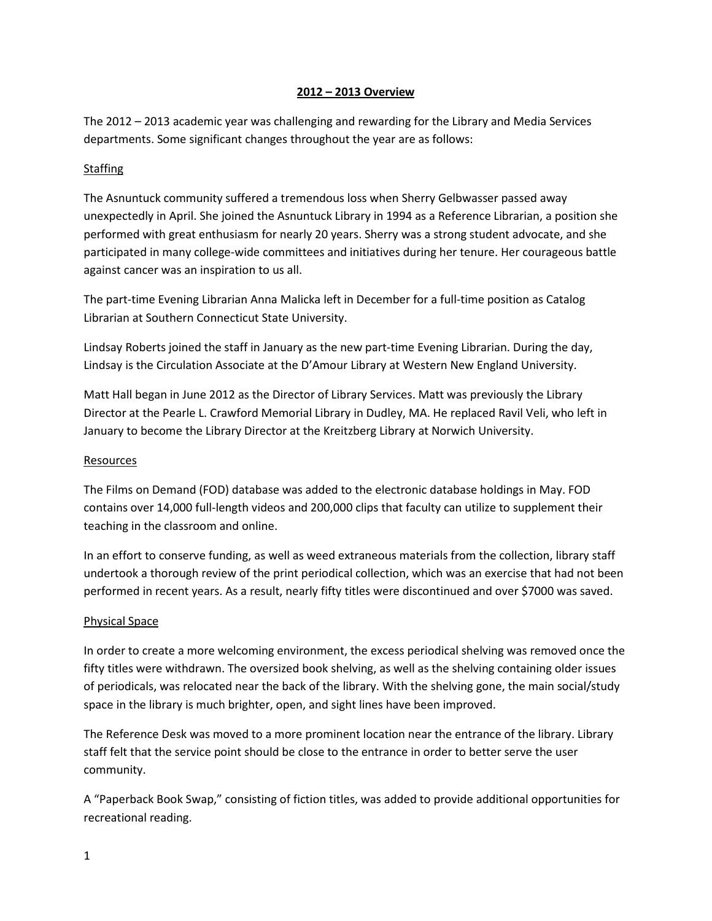# 2012 – 2013 Overview

The 2012 – 2013 academic year was challenging and rewarding for the Library and Media Services departments. Some significant changes throughout the year are as follows:

## Staffing

The Asnuntuck community suffered a tremendous loss when Sherry Gelbwasser passed away unexpectedly in April. She joined the Asnuntuck Library in 1994 as a Reference Librarian, a position she performed with great enthusiasm for nearly 20 years. Sherry was a strong student advocate, and she participated in many college-wide committees and initiatives during her tenure. Her courageous battle against cancer was an inspiration to us all.

The part-time Evening Librarian Anna Malicka left in December for a full-time position as Catalog Librarian at Southern Connecticut State University.

Lindsay Roberts joined the staff in January as the new part-time Evening Librarian. During the day, Lindsay is the Circulation Associate at the D'Amour Library at Western New England University.

Matt Hall began in June 2012 as the Director of Library Services. Matt was previously the Library Director at the Pearle L. Crawford Memorial Library in Dudley, MA. He replaced Ravil Veli, who left in January to become the Library Director at the Kreitzberg Library at Norwich University.

## Resources

The Films on Demand (FOD) database was added to the electronic database holdings in May. FOD contains over 14,000 full-length videos and 200,000 clips that faculty can utilize to supplement their teaching in the classroom and online.

In an effort to conserve funding, as well as weed extraneous materials from the collection, library staff undertook a thorough review of the print periodical collection, which was an exercise that had not been performed in recent years. As a result, nearly fifty titles were discontinued and over $7000 was saved.

## Physical Space

In order to create a more welcoming environment, the excess periodical shelving was removed once the fifty titles were withdrawn. The oversized book shelving, as well as the shelving containing older issues of periodicals, was relocated near the back of the library. With the shelving gone, the main social/study space in the library is much brighter, open, and sight lines have been improved.

The Reference Desk was moved to a more prominent location near the entrance of the library. Library staff felt that the service point should be close to the entrance in order to better serve the user community.

A "Paperback Book Swap," consisting of fiction titles, was added to provide additional opportunities for recreational reading.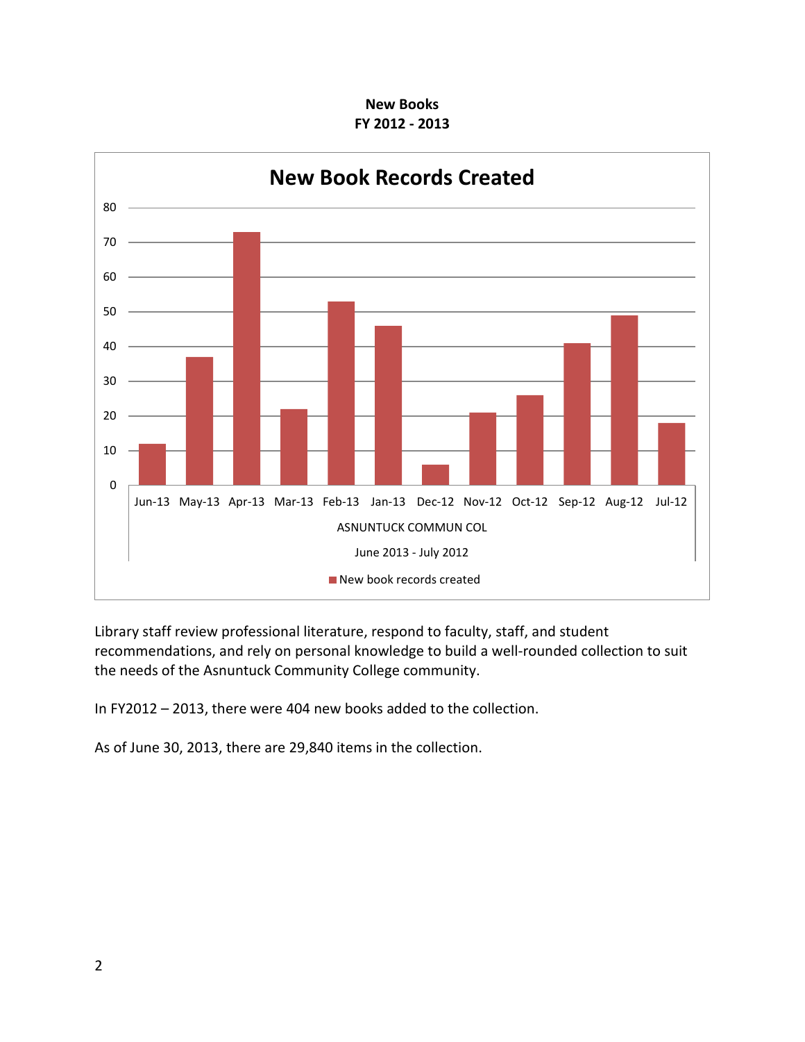**New Books**
**FY 2012 - 2013**

**New Book Records Created**

| Month | New book records created |
|---|---|
| Jun-13 | 12 |
| May-13 | 37 |
| Apr-13 | 73 |
| Mar-13 | 22 |
| Feb-13 | 53 |
| Jan-13 | 46 |
| Dec-12 | 6 |
| Nov-12 | 21 |
| Oct-12 | 26 |
| Sep-12 | 41 |
| Aug-12 | 49 |
| Jul-12 | 18 |

ASNUNTUCK COMMUN COL

June 2013 - July 2012

Library staff review professional literature, respond to faculty, staff, and student recommendations, and rely on personal knowledge to build a well-rounded collection to suit the needs of the Asnuntuck Community College community.

In FY2012 – 2013, there were 404 new books added to the collection.

As of June 30, 2013, there are 29,840 items in the collection.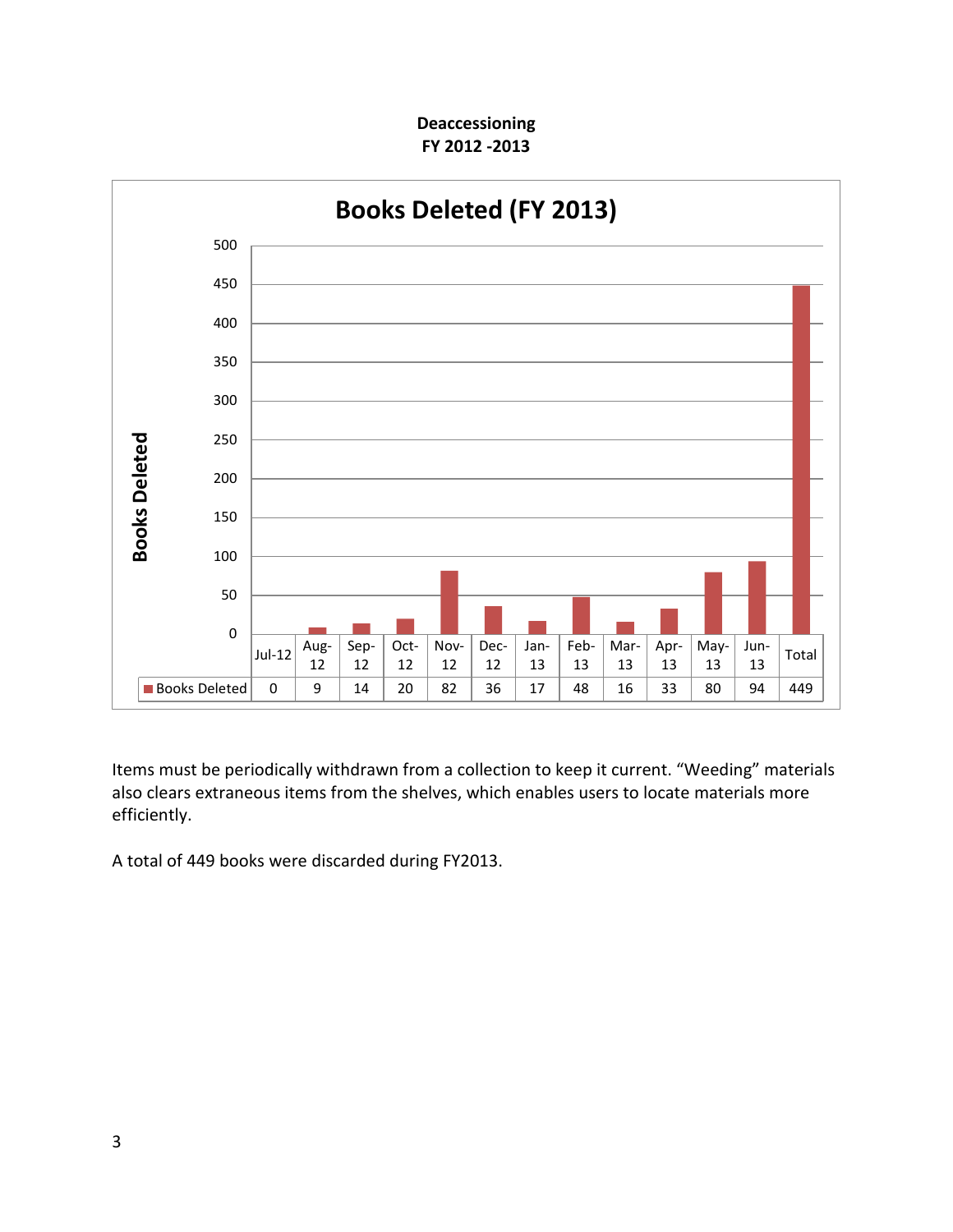**Deaccessioning**
**FY 2012 -2013**

**Books Deleted (FY 2013)**

| | Jul-12 | Aug-12 | Sep-12 | Oct-12 | Nov-12 | Dec-12 | Jan-13 | Feb-13 | Mar-13 | Apr-13 | May-13 | Jun-13 | Total |
|---|---|---|---|---|---|---|---|---|---|---|---|---|---|
| Books Deleted | 0 | 9 | 14 | 20 | 82 | 36 | 17 | 48 | 16 | 33 | 80 | 94 | 449 |

Items must be periodically withdrawn from a collection to keep it current. “Weeding” materials also clears extraneous items from the shelves, which enables users to locate materials more efficiently.

A total of 449 books were discarded during FY2013.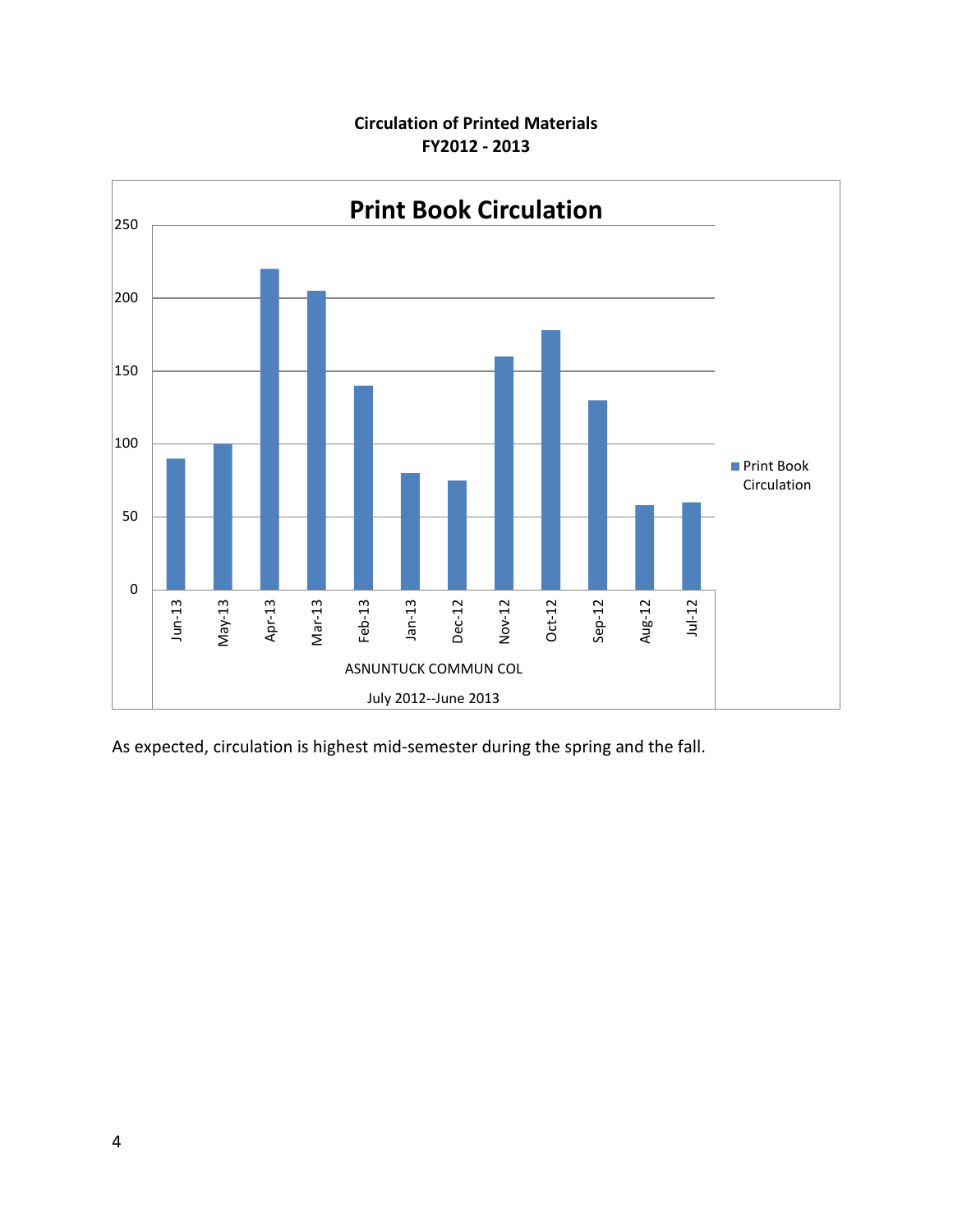**Circulation of Printed Materials**
**FY2012 - 2013**

| Month | Print Book Circulation |
|---|---|
| Jun-13 | 90 |
| May-13 | 100 |
| Apr-13 | 220 |
| Mar-13 | 205 |
| Feb-13 | 140 |
| Jan-13 | 80 |
| Dec-12 | 75 |
| Nov-12 | 160 |
| Oct-12 | 178 |
| Sep-12 | 130 |
| Aug-12 | 58 |
| Jul-12 | 60 |

ASNUNTUCK COMMUN COL

July 2012--June 2013

As expected, circulation is highest mid-semester during the spring and the fall.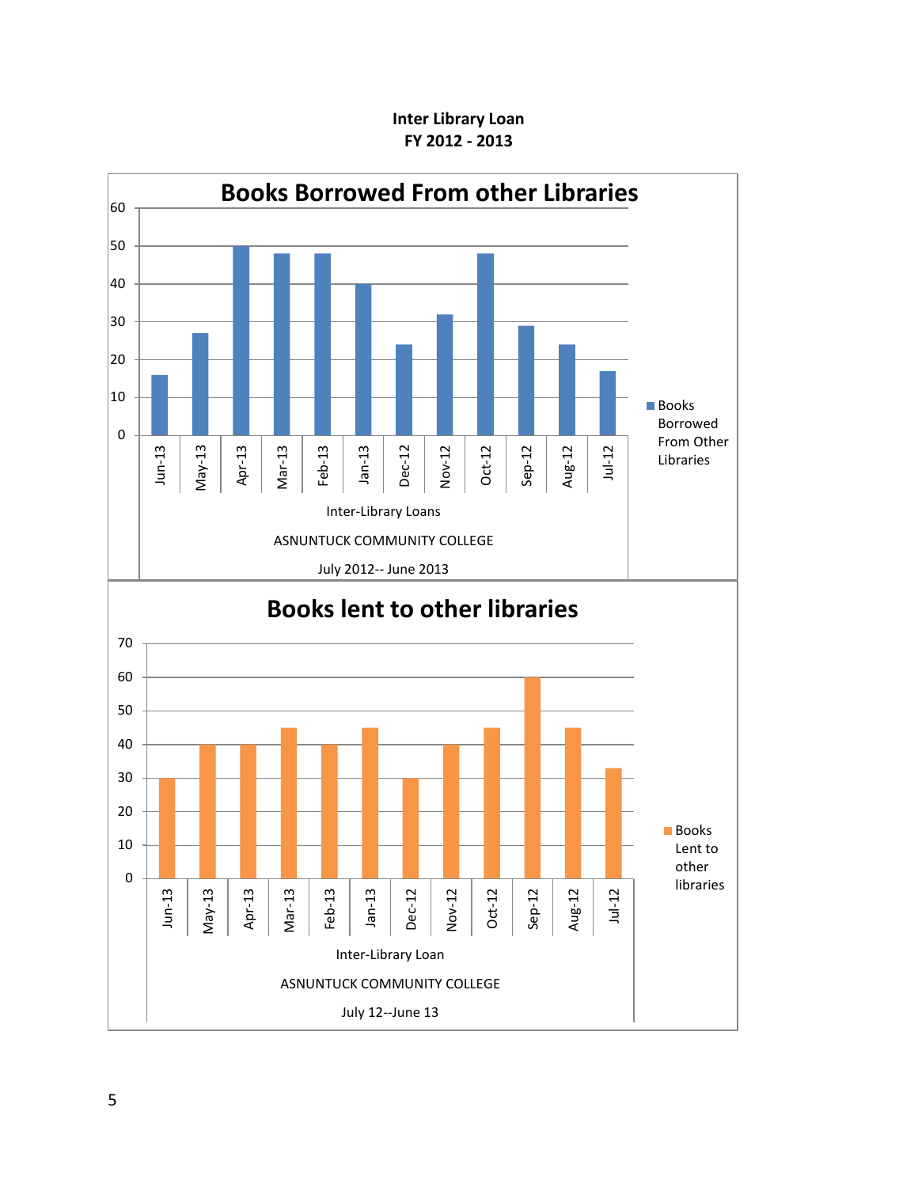**Inter Library Loan**
**FY 2012 - 2013**

## Books Borrowed From other Libraries

| Month | Books Borrowed From Other Libraries |
|---|---|
| Jun-13 | 16 |
| May-13 | 27 |
| Apr-13 | 50 |
| Mar-13 | 48 |
| Feb-13 | 48 |
| Jan-13 | 40 |
| Dec-12 | 24 |
| Nov-12 | 32 |
| Oct-12 | 48 |
| Sep-12 | 29 |
| Aug-12 | 24 |
| Jul-12 | 17 |

Inter-Library Loans

ASNUNTUCK COMMUNITY COLLEGE

July 2012-- June 2013

## Books lent to other libraries

| Month | Books Lent to other libraries |
|---|---|
| Jun-13 | 30 |
| May-13 | 40 |
| Apr-13 | 40 |
| Mar-13 | 45 |
| Feb-13 | 40 |
| Jan-13 | 45 |
| Dec-12 | 30 |
| Nov-12 | 40 |
| Oct-12 | 45 |
| Sep-12 | 60 |
| Aug-12 | 45 |
| Jul-12 | 33 |

Inter-Library Loan

ASNUNTUCK COMMUNITY COLLEGE

July 12--June 13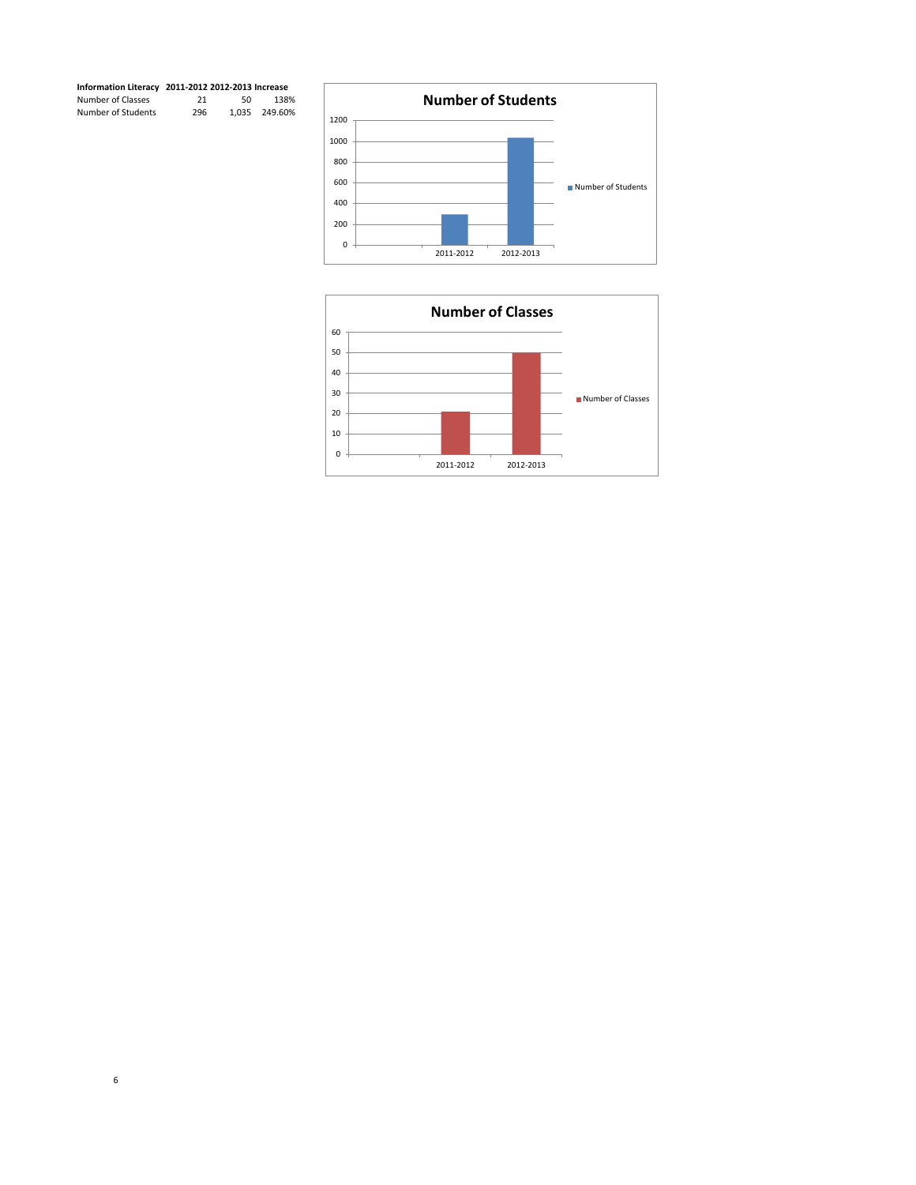| Information Literacy | 2011-2012 | 2012-2013 | Increase |
|---|---|---|---|
| Number of Classes | 21 | 50 | 138% |
| Number of Students | 296 | 1,035 | 249.60% |

**Number of Students**

| | Number of Students |
|---|---|
| 2011-2012 | 296 |
| 2012-2013 | 1,035 |

**Number of Classes**

| | Number of Classes |
|---|---|
| 2011-2012 | 21 |
| 2012-2013 | 50 |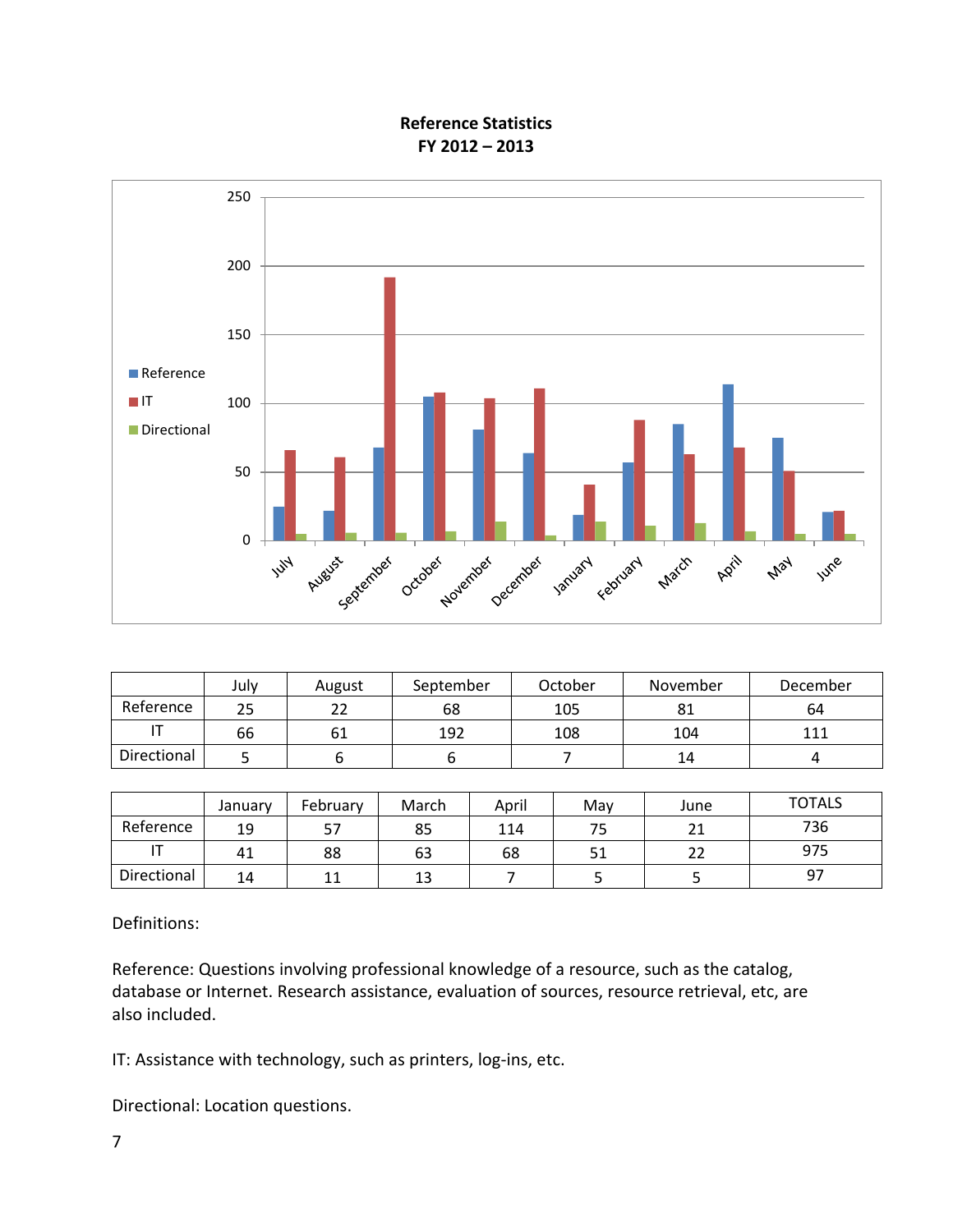**Reference Statistics**
**FY 2012 – 2013**

| | July | August | September | October | November | December |
|---|---|---|---|---|---|---|
| Reference | 25 | 22 | 68 | 105 | 81 | 64 |
| IT | 66 | 61 | 192 | 108 | 104 | 111 |
| Directional | 5 | 6 | 6 | 7 | 14 | 4 |

| | January | February | March | April | May | June | TOTALS |
|---|---|---|---|---|---|---|---|
| Reference | 19 | 57 | 85 | 114 | 75 | 21 | 736 |
| IT | 41 | 88 | 63 | 68 | 51 | 22 | 975 |
| Directional | 14 | 11 | 13 | 7 | 5 | 5 | 97 |

Definitions:

Reference: Questions involving professional knowledge of a resource, such as the catalog, database or Internet. Research assistance, evaluation of sources, resource retrieval, etc, are also included.

IT: Assistance with technology, such as printers, log-ins, etc.

Directional: Location questions.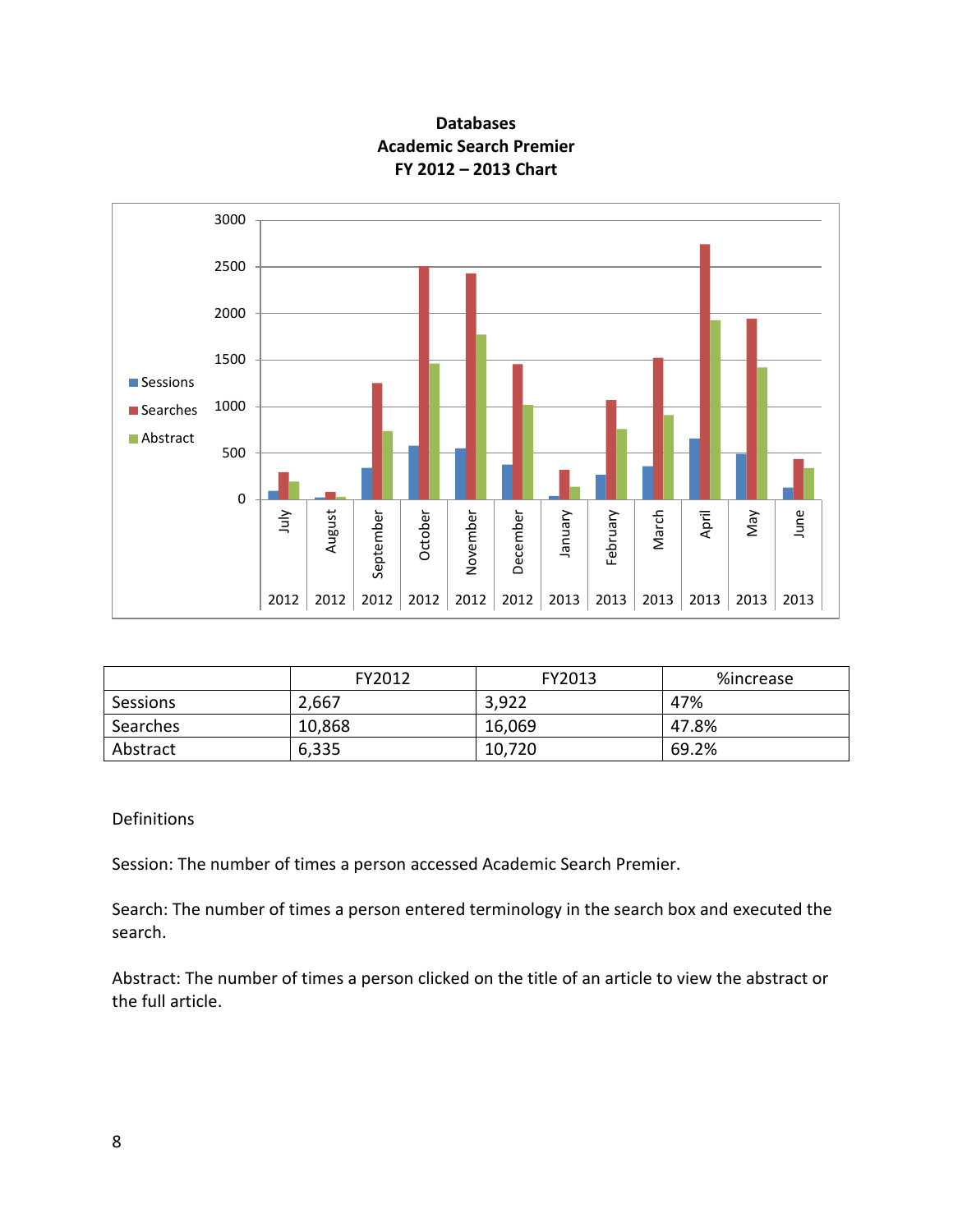**Databases**
**Academic Search Premier**
**FY 2012 – 2013 Chart**

|  | FY2012 | FY2013 | %increase |
|---|---|---|---|
| Sessions | 2,667 | 3,922 | 47% |
| Searches | 10,868 | 16,069 | 47.8% |
| Abstract | 6,335 | 10,720 | 69.2% |

Definitions

Session: The number of times a person accessed Academic Search Premier.

Search: The number of times a person entered terminology in the search box and executed the search.

Abstract: The number of times a person clicked on the title of an article to view the abstract or the full article.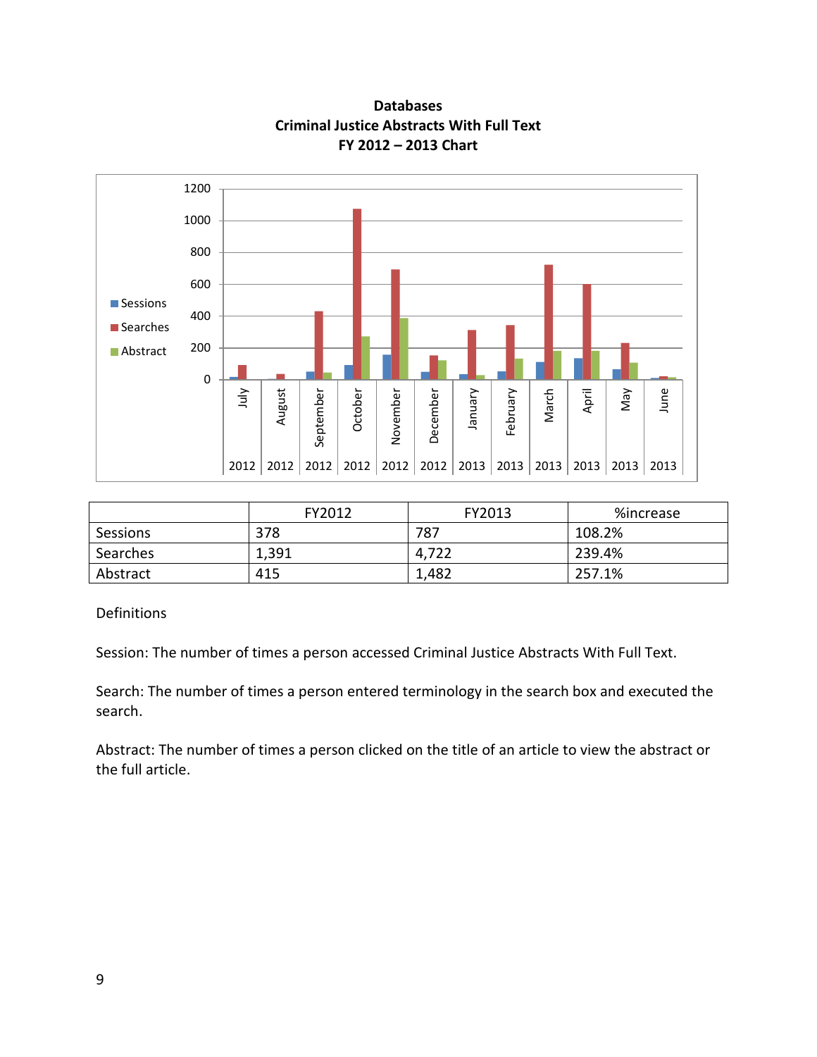**Databases**
**Criminal Justice Abstracts With Full Text**
**FY 2012 – 2013 Chart**

| | FY2012 | FY2013 | %increase |
|---|---|---|---|
| Sessions | 378 | 787 | 108.2% |
| Searches | 1,391 | 4,722 | 239.4% |
| Abstract | 415 | 1,482 | 257.1% |

Definitions

Session: The number of times a person accessed Criminal Justice Abstracts With Full Text.

Search: The number of times a person entered terminology in the search box and executed the search.

Abstract: The number of times a person clicked on the title of an article to view the abstract or the full article.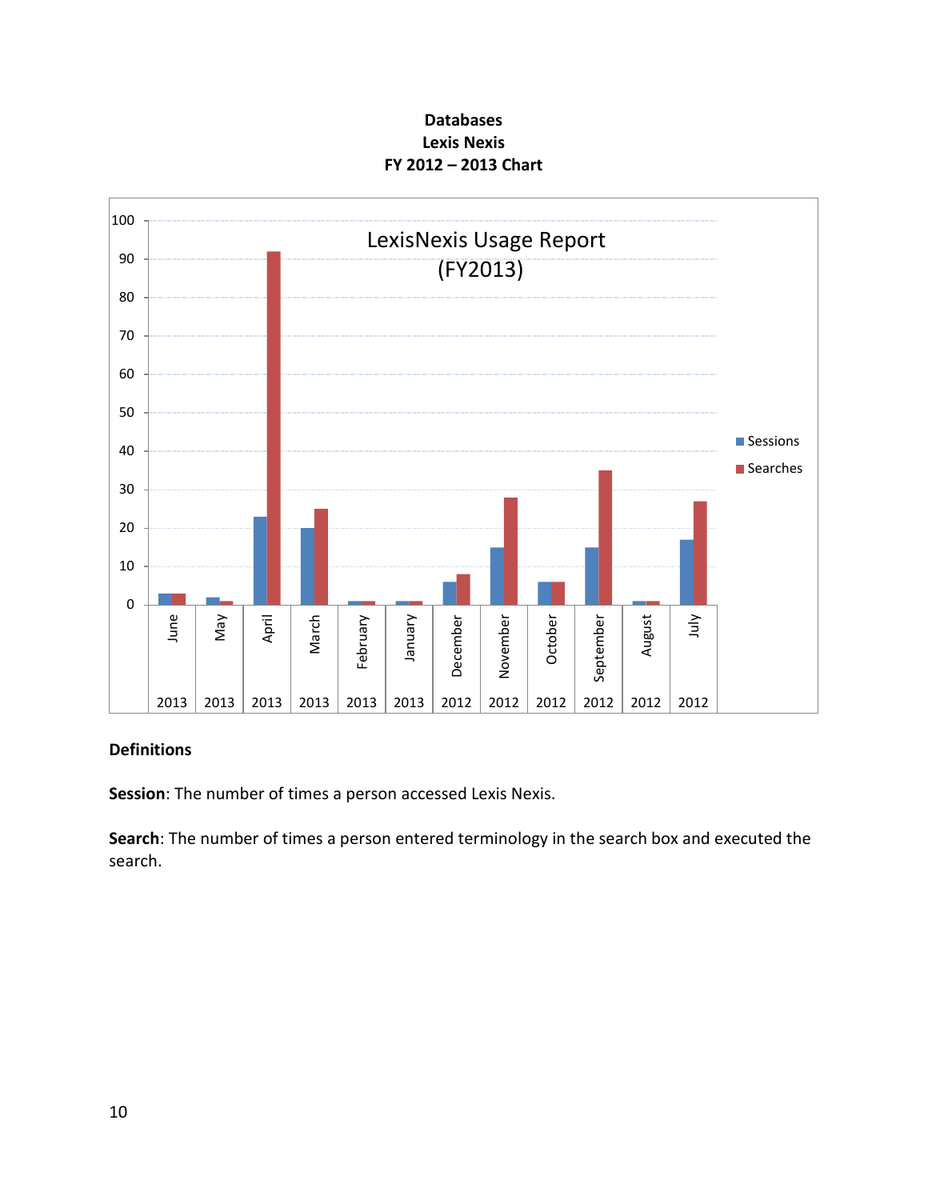**Databases**
**Lexis Nexis**
**FY 2012 – 2013 Chart**

LexisNexis Usage Report (FY2013)

| Month | Year | Sessions | Searches |
|---|---|---|---|
| June | 2013 | 3 | 3 |
| May | 2013 | 2 | 1 |
| April | 2013 | 23 | 92 |
| March | 2013 | 20 | 25 |
| February | 2013 | 1 | 1 |
| January | 2013 | 1 | 1 |
| December | 2012 | 6 | 8 |
| November | 2012 | 15 | 28 |
| October | 2012 | 6 | 6 |
| September | 2012 | 15 | 35 |
| August | 2012 | 1 | 1 |
| July | 2012 | 17 | 27 |

**Definitions**

**Session**: The number of times a person accessed Lexis Nexis.

**Search**: The number of times a person entered terminology in the search box and executed the search.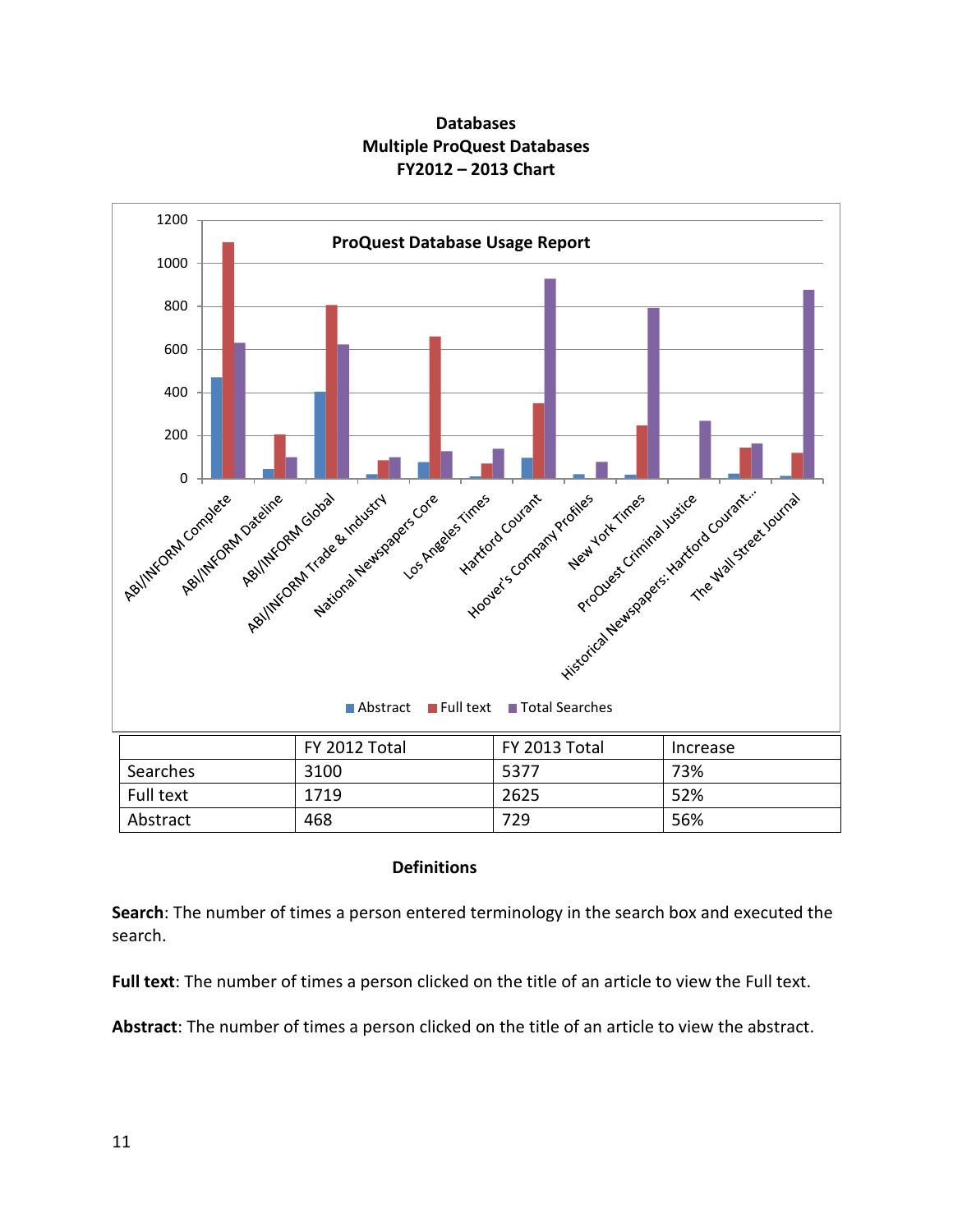**Databases**
**Multiple ProQuest Databases**
**FY2012 – 2013 Chart**

**ProQuest Database Usage Report**

| | FY 2012 Total | FY 2013 Total | Increase |
|---|---|---|---|
| Searches | 3100 | 5377 | 73% |
| Full text | 1719 | 2625 | 52% |
| Abstract | 468 | 729 | 56% |

**Definitions**

**Search**: The number of times a person entered terminology in the search box and executed the search.

**Full text**: The number of times a person clicked on the title of an article to view the Full text.

**Abstract**: The number of times a person clicked on the title of an article to view the abstract.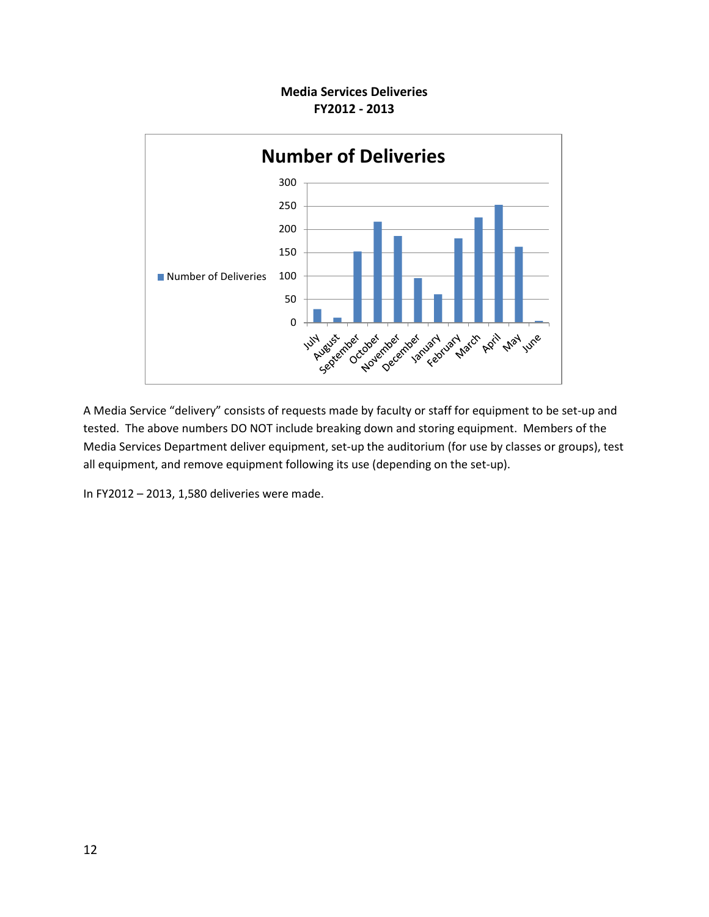**Media Services Deliveries**
**FY2012 - 2013**

A Media Service "delivery" consists of requests made by faculty or staff for equipment to be set-up and tested. The above numbers DO NOT include breaking down and storing equipment. Members of the Media Services Department deliver equipment, set-up the auditorium (for use by classes or groups), test all equipment, and remove equipment following its use (depending on the set-up).

In FY2012 – 2013, 1,580 deliveries were made.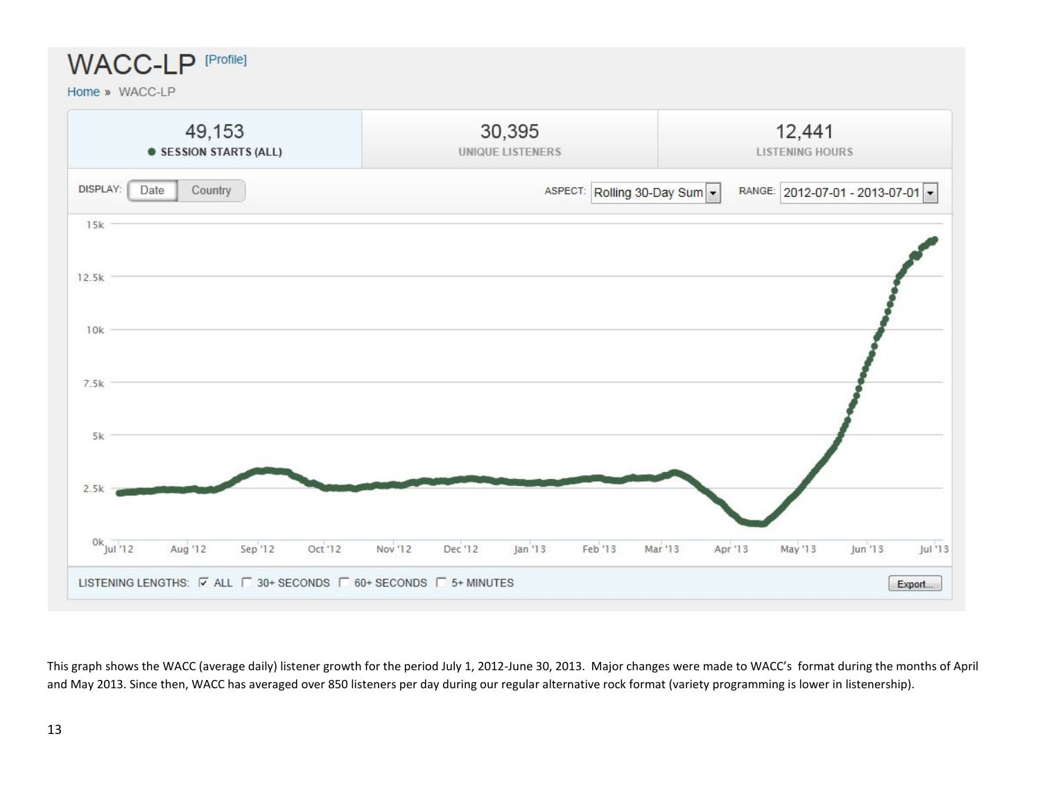# WACC-LP [Profile]

Home » WACC-LP

49,153
SESSION STARTS (ALL)

30,395
UNIQUE LISTENERS

12,441
LISTENING HOURS

DISPLAY: Date Country

ASPECT: Rolling 30-Day Sum

RANGE: 2012-07-01 - 2013-07-01

15k
12.5k
10k
7.5k
5k
2.5k
0k

Jul '12 Aug '12 Sep '12 Oct '12 Nov '12 Dec '12 Jan '13 Feb '13 Mar '13 Apr '13 May '13 Jun '13 Jul '13

LISTENING LENGTHS: ALL 30+ SECONDS 60+ SECONDS 5+ MINUTES

Export...

This graph shows the WACC (average daily) listener growth for the period July 1, 2012-June 30, 2013. Major changes were made to WACC's format during the months of April and May 2013. Since then, WACC has averaged over 850 listeners per day during our regular alternative rock format (variety programming is lower in listenership).